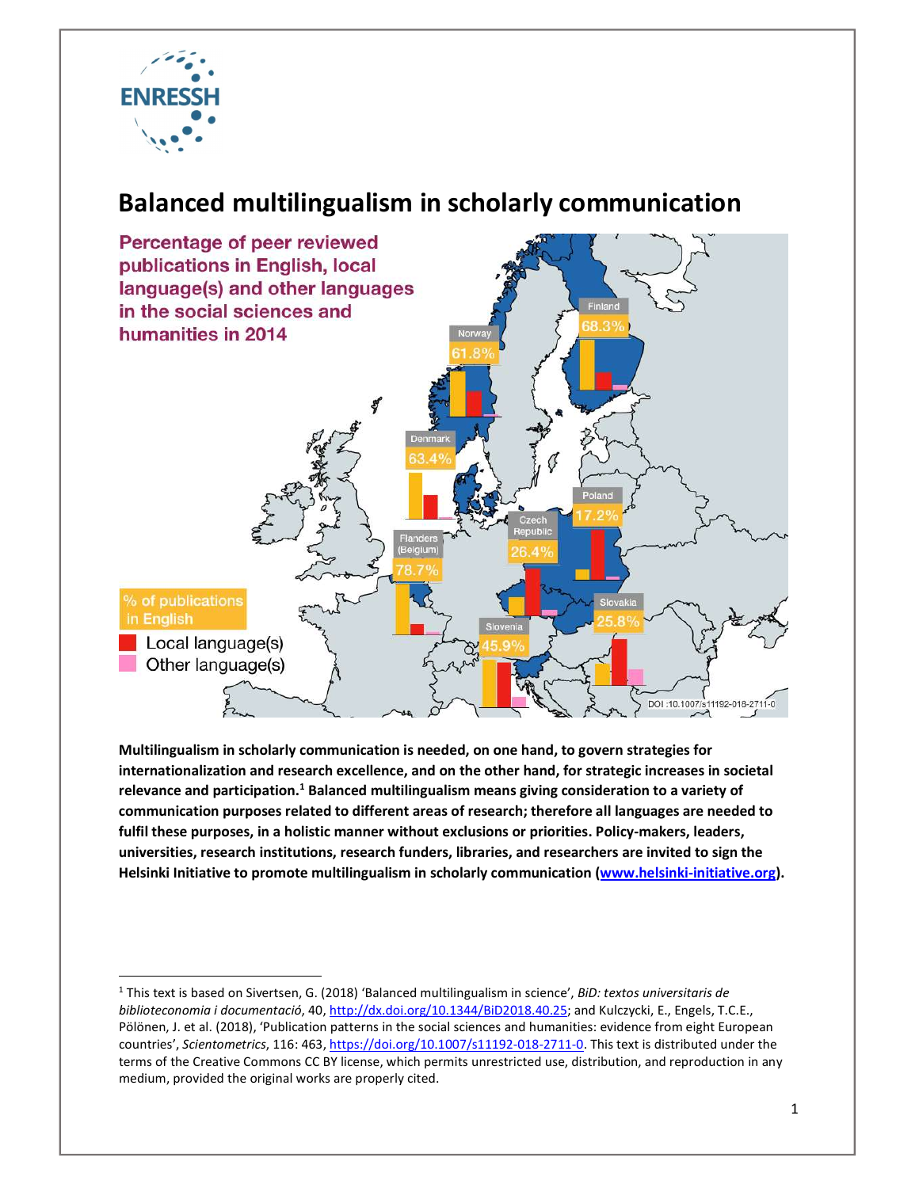# Balanced multilingualism in scholarly communication

**Percentage of peer reviewed publications in English, local language(s) and other languages in the social sciences and humanities in 2014**

| Country | % of publications in English |
|---|---|
| Finland | 68.3% |
| Norway | 61.8% |
| Denmark | 63.4% |
| Poland | 17.2% |
| Czech Republic | 26.4% |
| Flanders (Belgium) | 78.7% |
| Slovakia | 25.8% |
| Slovenia | 45.9% |

% of publications in English
Local language(s)
Other language(s)

DOI :10.1007/s11192-018-2711-0

**Multilingualism in scholarly communication is needed, on one hand, to govern strategies for internationalization and research excellence, and on the other hand, for strategic increases in societal relevance and participation.[1] Balanced multilingualism means giving consideration to a variety of communication purposes related to different areas of research; therefore all languages are needed to fulfil these purposes, in a holistic manner without exclusions or priorities. Policy-makers, leaders, universities, research institutions, research funders, libraries, and researchers are invited to sign the Helsinki Initiative to promote multilingualism in scholarly communication ([www.helsinki-initiative.org](www.helsinki-initiative.org)).**

---

[1] This text is based on Sivertsen, G. (2018) 'Balanced multilingualism in science', *BiD: textos universitaris de biblioteconomia i documentació*, 40, http://dx.doi.org/10.1344/BiD2018.40.25; and Kulczycki, E., Engels, T.C.E., Pölönen, J. et al. (2018), 'Publication patterns in the social sciences and humanities: evidence from eight European countries', *Scientometrics*, 116: 463, https://doi.org/10.1007/s11192-018-2711-0. This text is distributed under the terms of the Creative Commons CC BY license, which permits unrestricted use, distribution, and reproduction in any medium, provided the original works are properly cited.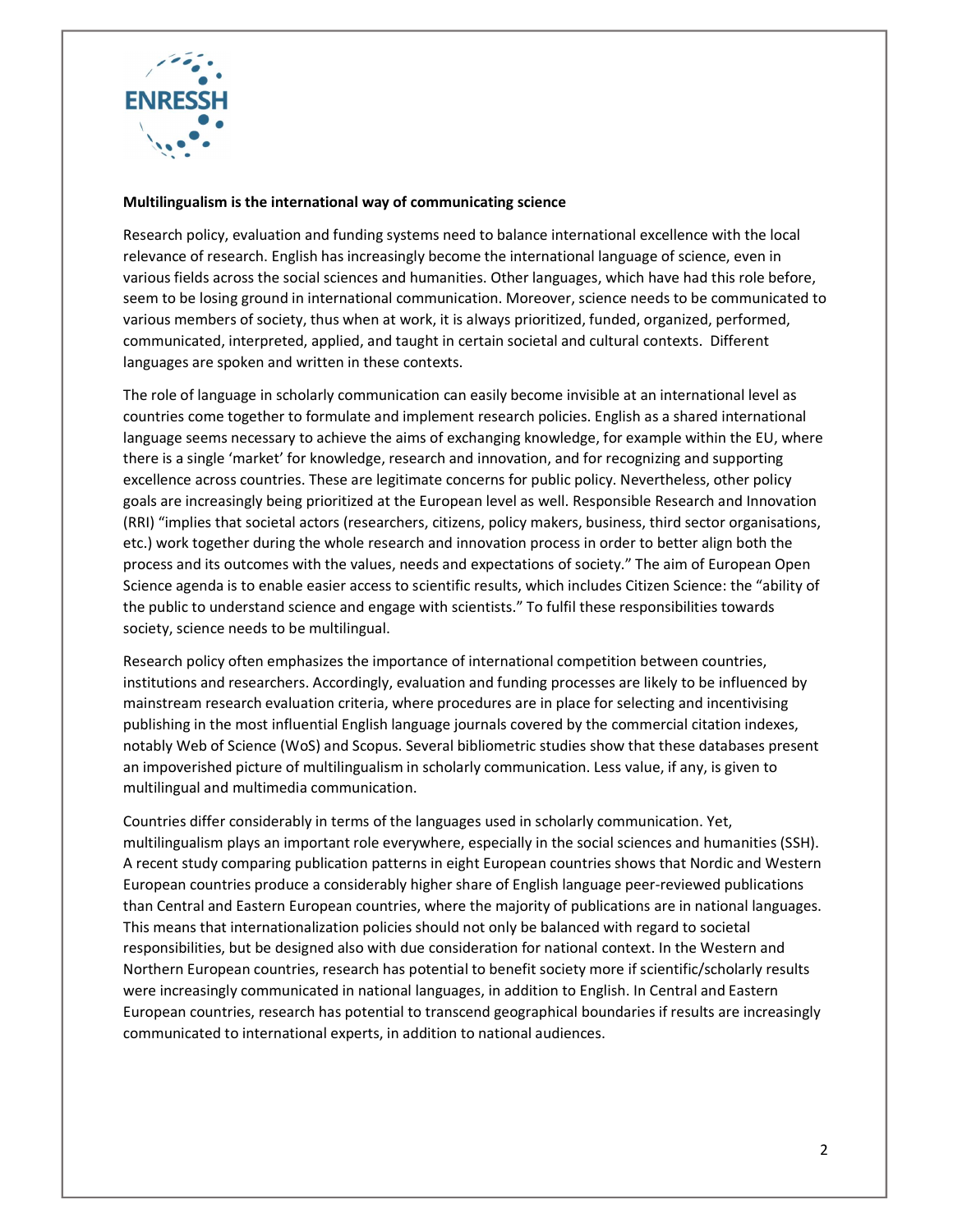**Multilingualism is the international way of communicating science**

Research policy, evaluation and funding systems need to balance international excellence with the local relevance of research. English has increasingly become the international language of science, even in various fields across the social sciences and humanities. Other languages, which have had this role before, seem to be losing ground in international communication. Moreover, science needs to be communicated to various members of society, thus when at work, it is always prioritized, funded, organized, performed, communicated, interpreted, applied, and taught in certain societal and cultural contexts. Different languages are spoken and written in these contexts.

The role of language in scholarly communication can easily become invisible at an international level as countries come together to formulate and implement research policies. English as a shared international language seems necessary to achieve the aims of exchanging knowledge, for example within the EU, where there is a single 'market' for knowledge, research and innovation, and for recognizing and supporting excellence across countries. These are legitimate concerns for public policy. Nevertheless, other policy goals are increasingly being prioritized at the European level as well. Responsible Research and Innovation (RRI) "implies that societal actors (researchers, citizens, policy makers, business, third sector organisations, etc.) work together during the whole research and innovation process in order to better align both the process and its outcomes with the values, needs and expectations of society." The aim of European Open Science agenda is to enable easier access to scientific results, which includes Citizen Science: the "ability of the public to understand science and engage with scientists." To fulfil these responsibilities towards society, science needs to be multilingual.

Research policy often emphasizes the importance of international competition between countries, institutions and researchers. Accordingly, evaluation and funding processes are likely to be influenced by mainstream research evaluation criteria, where procedures are in place for selecting and incentivising publishing in the most influential English language journals covered by the commercial citation indexes, notably Web of Science (WoS) and Scopus. Several bibliometric studies show that these databases present an impoverished picture of multilingualism in scholarly communication. Less value, if any, is given to multilingual and multimedia communication.

Countries differ considerably in terms of the languages used in scholarly communication. Yet, multilingualism plays an important role everywhere, especially in the social sciences and humanities (SSH). A recent study comparing publication patterns in eight European countries shows that Nordic and Western European countries produce a considerably higher share of English language peer-reviewed publications than Central and Eastern European countries, where the majority of publications are in national languages. This means that internationalization policies should not only be balanced with regard to societal responsibilities, but be designed also with due consideration for national context. In the Western and Northern European countries, research has potential to benefit society more if scientific/scholarly results were increasingly communicated in national languages, in addition to English. In Central and Eastern European countries, research has potential to transcend geographical boundaries if results are increasingly communicated to international experts, in addition to national audiences.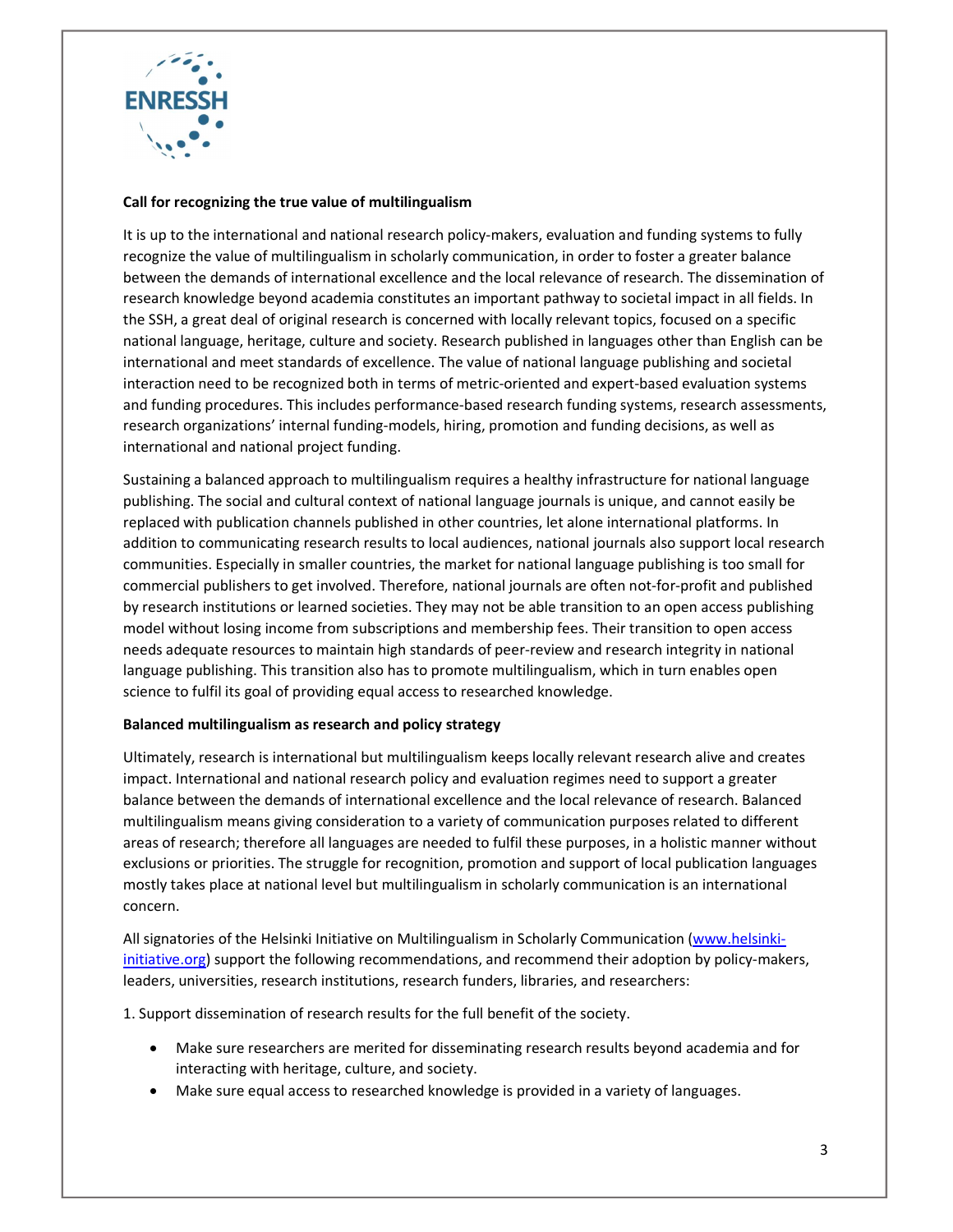**Call for recognizing the true value of multilingualism**

It is up to the international and national research policy-makers, evaluation and funding systems to fully recognize the value of multilingualism in scholarly communication, in order to foster a greater balance between the demands of international excellence and the local relevance of research. The dissemination of research knowledge beyond academia constitutes an important pathway to societal impact in all fields. In the SSH, a great deal of original research is concerned with locally relevant topics, focused on a specific national language, heritage, culture and society. Research published in languages other than English can be international and meet standards of excellence. The value of national language publishing and societal interaction need to be recognized both in terms of metric-oriented and expert-based evaluation systems and funding procedures. This includes performance-based research funding systems, research assessments, research organizations' internal funding-models, hiring, promotion and funding decisions, as well as international and national project funding.

Sustaining a balanced approach to multilingualism requires a healthy infrastructure for national language publishing. The social and cultural context of national language journals is unique, and cannot easily be replaced with publication channels published in other countries, let alone international platforms. In addition to communicating research results to local audiences, national journals also support local research communities. Especially in smaller countries, the market for national language publishing is too small for commercial publishers to get involved. Therefore, national journals are often not-for-profit and published by research institutions or learned societies. They may not be able transition to an open access publishing model without losing income from subscriptions and membership fees. Their transition to open access needs adequate resources to maintain high standards of peer-review and research integrity in national language publishing. This transition also has to promote multilingualism, which in turn enables open science to fulfil its goal of providing equal access to researched knowledge.

**Balanced multilingualism as research and policy strategy**

Ultimately, research is international but multilingualism keeps locally relevant research alive and creates impact. International and national research policy and evaluation regimes need to support a greater balance between the demands of international excellence and the local relevance of research. Balanced multilingualism means giving consideration to a variety of communication purposes related to different areas of research; therefore all languages are needed to fulfil these purposes, in a holistic manner without exclusions or priorities. The struggle for recognition, promotion and support of local publication languages mostly takes place at national level but multilingualism in scholarly communication is an international concern.

All signatories of the Helsinki Initiative on Multilingualism in Scholarly Communication ([www.helsinki-initiative.org](http://www.helsinki-initiative.org)) support the following recommendations, and recommend their adoption by policy-makers, leaders, universities, research institutions, research funders, libraries, and researchers:

1. Support dissemination of research results for the full benefit of the society.

- Make sure researchers are merited for disseminating research results beyond academia and for interacting with heritage, culture, and society.
- Make sure equal access to researched knowledge is provided in a variety of languages.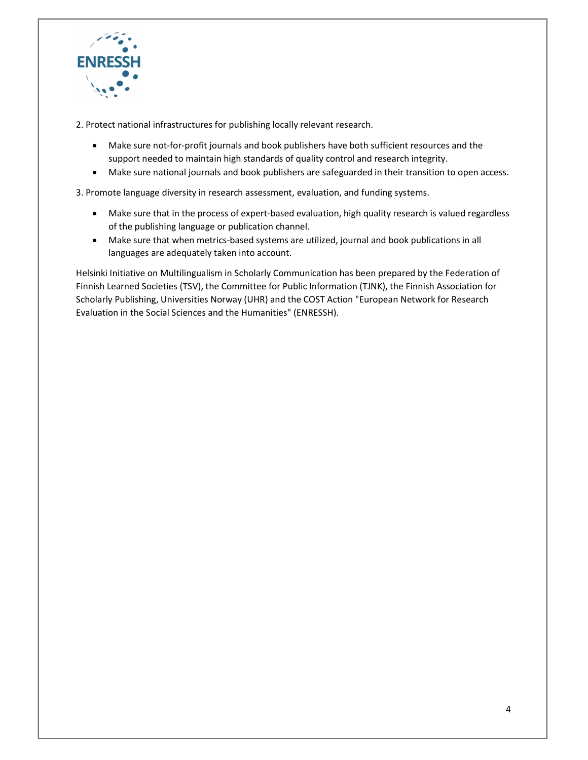2. Protect national infrastructures for publishing locally relevant research.

- Make sure not-for-profit journals and book publishers have both sufficient resources and the support needed to maintain high standards of quality control and research integrity.
- Make sure national journals and book publishers are safeguarded in their transition to open access.

3. Promote language diversity in research assessment, evaluation, and funding systems.

- Make sure that in the process of expert-based evaluation, high quality research is valued regardless of the publishing language or publication channel.
- Make sure that when metrics-based systems are utilized, journal and book publications in all languages are adequately taken into account.

Helsinki Initiative on Multilingualism in Scholarly Communication has been prepared by the Federation of Finnish Learned Societies (TSV), the Committee for Public Information (TJNK), the Finnish Association for Scholarly Publishing, Universities Norway (UHR) and the COST Action "European Network for Research Evaluation in the Social Sciences and the Humanities" (ENRESSH).